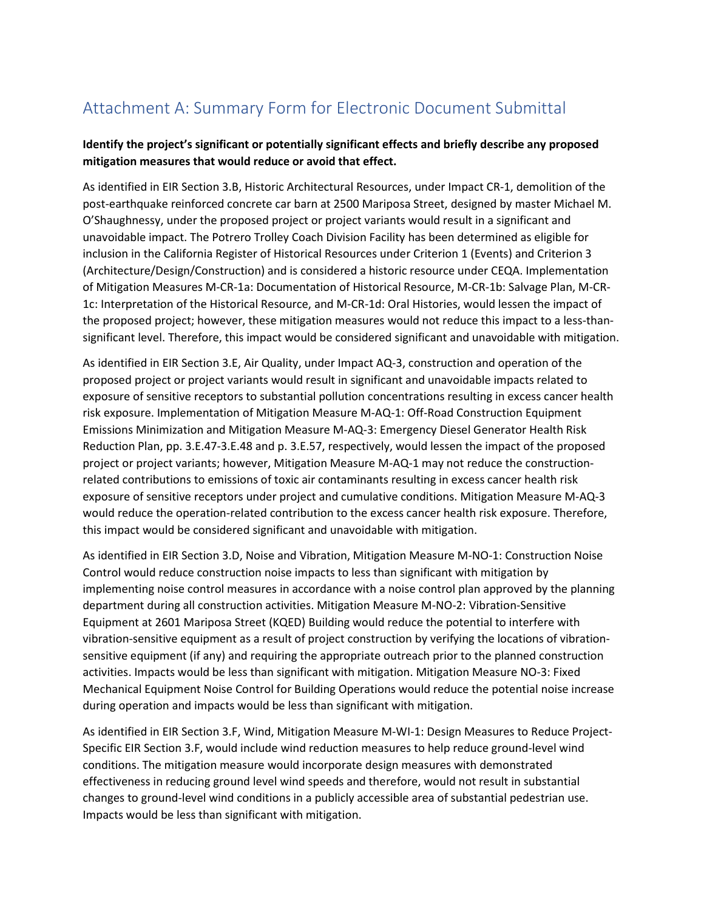# Attachment A: Summary Form for Electronic Document Submittal

**Identify the project's significant or potentially significant effects and briefly describe any proposed mitigation measures that would reduce or avoid that effect.**

As identified in EIR Section 3.B, Historic Architectural Resources, under Impact CR-1, demolition of the post-earthquake reinforced concrete car barn at 2500 Mariposa Street, designed by master Michael M. O'Shaughnessy, under the proposed project or project variants would result in a significant and unavoidable impact. The Potrero Trolley Coach Division Facility has been determined as eligible for inclusion in the California Register of Historical Resources under Criterion 1 (Events) and Criterion 3 (Architecture/Design/Construction) and is considered a historic resource under CEQA. Implementation of Mitigation Measures M-CR-1a: Documentation of Historical Resource, M-CR-1b: Salvage Plan, M-CR-1c: Interpretation of the Historical Resource, and M-CR-1d: Oral Histories, would lessen the impact of the proposed project; however, these mitigation measures would not reduce this impact to a less-than-significant level. Therefore, this impact would be considered significant and unavoidable with mitigation.

As identified in EIR Section 3.E, Air Quality, under Impact AQ-3, construction and operation of the proposed project or project variants would result in significant and unavoidable impacts related to exposure of sensitive receptors to substantial pollution concentrations resulting in excess cancer health risk exposure. Implementation of Mitigation Measure M-AQ-1: Off-Road Construction Equipment Emissions Minimization and Mitigation Measure M-AQ-3: Emergency Diesel Generator Health Risk Reduction Plan, pp. 3.E.47-3.E.48 and p. 3.E.57, respectively, would lessen the impact of the proposed project or project variants; however, Mitigation Measure M-AQ-1 may not reduce the construction-related contributions to emissions of toxic air contaminants resulting in excess cancer health risk exposure of sensitive receptors under project and cumulative conditions. Mitigation Measure M-AQ-3 would reduce the operation-related contribution to the excess cancer health risk exposure. Therefore, this impact would be considered significant and unavoidable with mitigation.

As identified in EIR Section 3.D, Noise and Vibration, Mitigation Measure M-NO-1: Construction Noise Control would reduce construction noise impacts to less than significant with mitigation by implementing noise control measures in accordance with a noise control plan approved by the planning department during all construction activities. Mitigation Measure M-NO-2: Vibration-Sensitive Equipment at 2601 Mariposa Street (KQED) Building would reduce the potential to interfere with vibration-sensitive equipment as a result of project construction by verifying the locations of vibration-sensitive equipment (if any) and requiring the appropriate outreach prior to the planned construction activities. Impacts would be less than significant with mitigation. Mitigation Measure NO-3: Fixed Mechanical Equipment Noise Control for Building Operations would reduce the potential noise increase during operation and impacts would be less than significant with mitigation.

As identified in EIR Section 3.F, Wind, Mitigation Measure M-WI-1: Design Measures to Reduce Project-Specific EIR Section 3.F, would include wind reduction measures to help reduce ground-level wind conditions. The mitigation measure would incorporate design measures with demonstrated effectiveness in reducing ground level wind speeds and therefore, would not result in substantial changes to ground-level wind conditions in a publicly accessible area of substantial pedestrian use. Impacts would be less than significant with mitigation.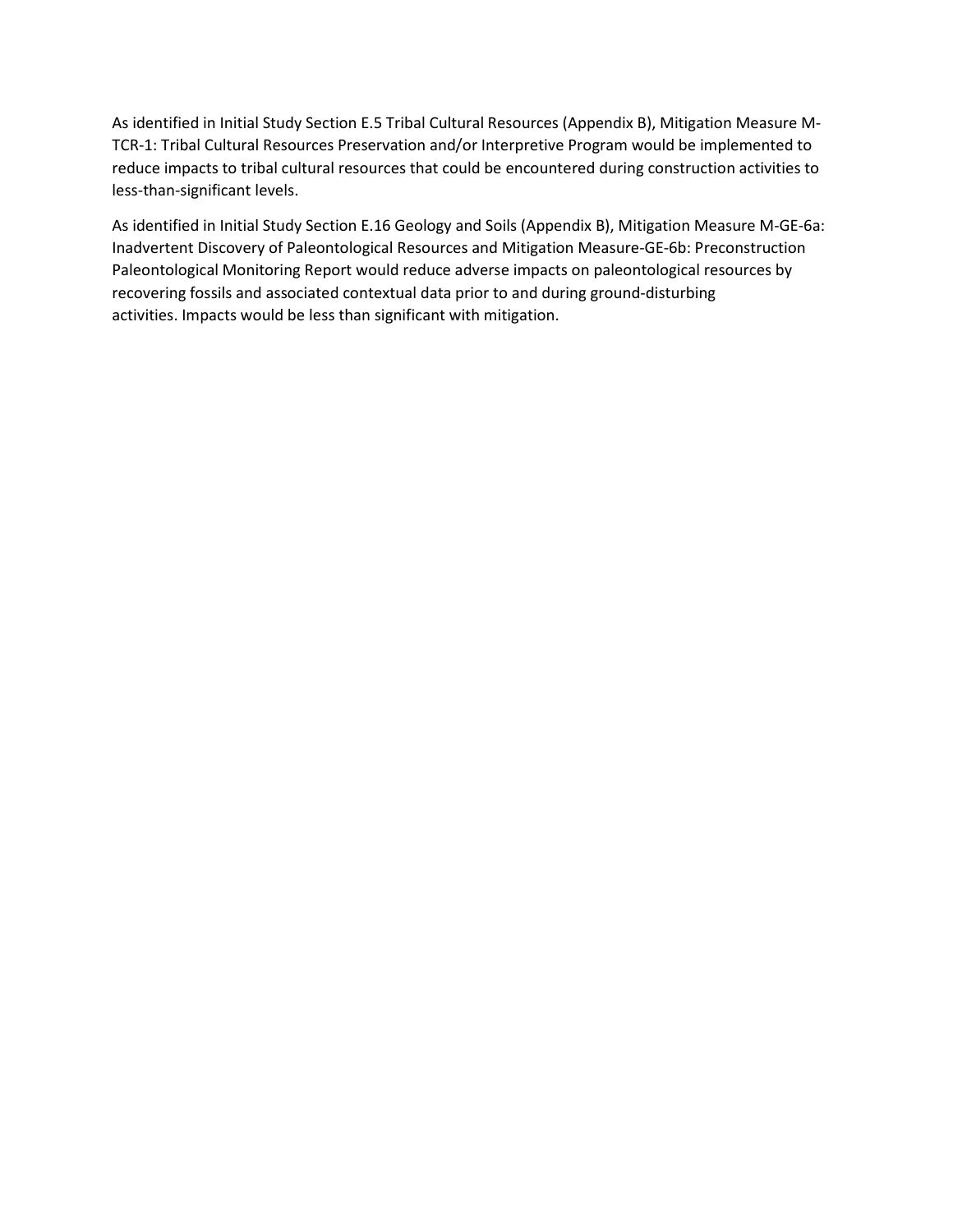As identified in Initial Study Section E.5 Tribal Cultural Resources (Appendix B), Mitigation Measure M-TCR-1: Tribal Cultural Resources Preservation and/or Interpretive Program would be implemented to reduce impacts to tribal cultural resources that could be encountered during construction activities to less-than-significant levels.

As identified in Initial Study Section E.16 Geology and Soils (Appendix B), Mitigation Measure M-GE-6a: Inadvertent Discovery of Paleontological Resources and Mitigation Measure-GE-6b: Preconstruction Paleontological Monitoring Report would reduce adverse impacts on paleontological resources by recovering fossils and associated contextual data prior to and during ground-disturbing activities. Impacts would be less than significant with mitigation.